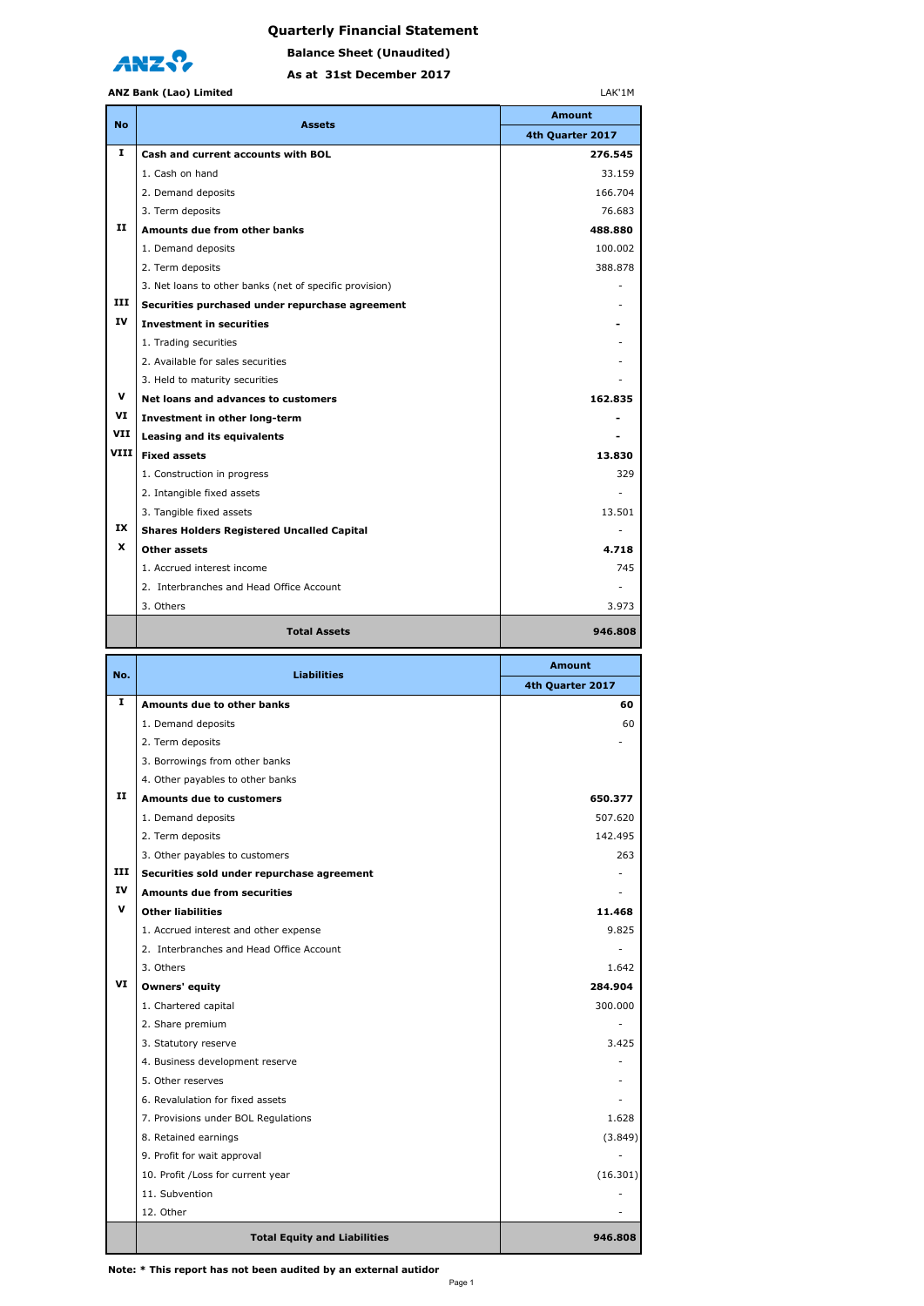# Quarterly Financial Statement

## Balance Sheet (Unaudited)

### As at 31st December 2017

**ANZ Bank (Lao) Limited**

LAK'1M

| No | Assets | Amount |
|---|---|---|
| | | 4th Quarter 2017 |
| I | **Cash and current accounts with BOL** | **276.545** |
| | 1. Cash on hand | 33.159 |
| | 2. Demand deposits | 166.704 |
| | 3. Term deposits | 76.683 |
| II | **Amounts due from other banks** | **488.880** |
| | 1. Demand deposits | 100.002 |
| | 2. Term deposits | 388.878 |
| | 3. Net loans to other banks (net of specific provision) | - |
| III | **Securities purchased under repurchase agreement** | - |
| IV | **Investment in securities** | **-** |
| | 1. Trading securities | - |
| | 2. Available for sales securities | - |
| | 3. Held to maturity securities | - |
| V | **Net loans and advances to customers** | **162.835** |
| VI | **Investment in other long-term** | **-** |
| VII | **Leasing and its equivalents** | **-** |
| VIII | **Fixed assets** | **13.830** |
| | 1. Construction in progress | 329 |
| | 2. Intangible fixed assets | - |
| | 3. Tangible fixed assets | 13.501 |
| IX | **Shares Holders Registered Uncalled Capital** | - |
| X | **Other assets** | **4.718** |
| | 1. Accrued interest income | 745 |
| | 2. Interbranches and Head Office Account | - |
| | 3. Others | 3.973 |
| | **Total Assets** | **946.808** |

| No. | Liabilities | Amount |
|---|---|---|
| | | 4th Quarter 2017 |
| I | **Amounts due to other banks** | **60** |
| | 1. Demand deposits | 60 |
| | 2. Term deposits | - |
| | 3. Borrowings from other banks | |
| | 4. Other payables to other banks | |
| II | **Amounts due to customers** | **650.377** |
| | 1. Demand deposits | 507.620 |
| | 2. Term deposits | 142.495 |
| | 3. Other payables to customers | 263 |
| III | **Securities sold under repurchase agreement** | - |
| IV | **Amounts due from securities** | - |
| V | **Other liabilities** | **11.468** |
| | 1. Accrued interest and other expense | 9.825 |
| | 2. Interbranches and Head Office Account | - |
| | 3. Others | 1.642 |
| VI | **Owners' equity** | **284.904** |
| | 1. Chartered capital | 300.000 |
| | 2. Share premium | - |
| | 3. Statutory reserve | 3.425 |
| | 4. Business development reserve | - |
| | 5. Other reserves | - |
| | 6. Revalulation for fixed assets | - |
| | 7. Provisions under BOL Regulations | 1.628 |
| | 8. Retained earnings | (3.849) |
| | 9. Profit for wait approval | - |
| | 10. Profit /Loss for current year | (16.301) |
| | 11. Subvention | - |
| | 12. Other | - |
| | **Total Equity and Liabilities** | **946.808** |

**Note: * This report has not been audited by an external autidor**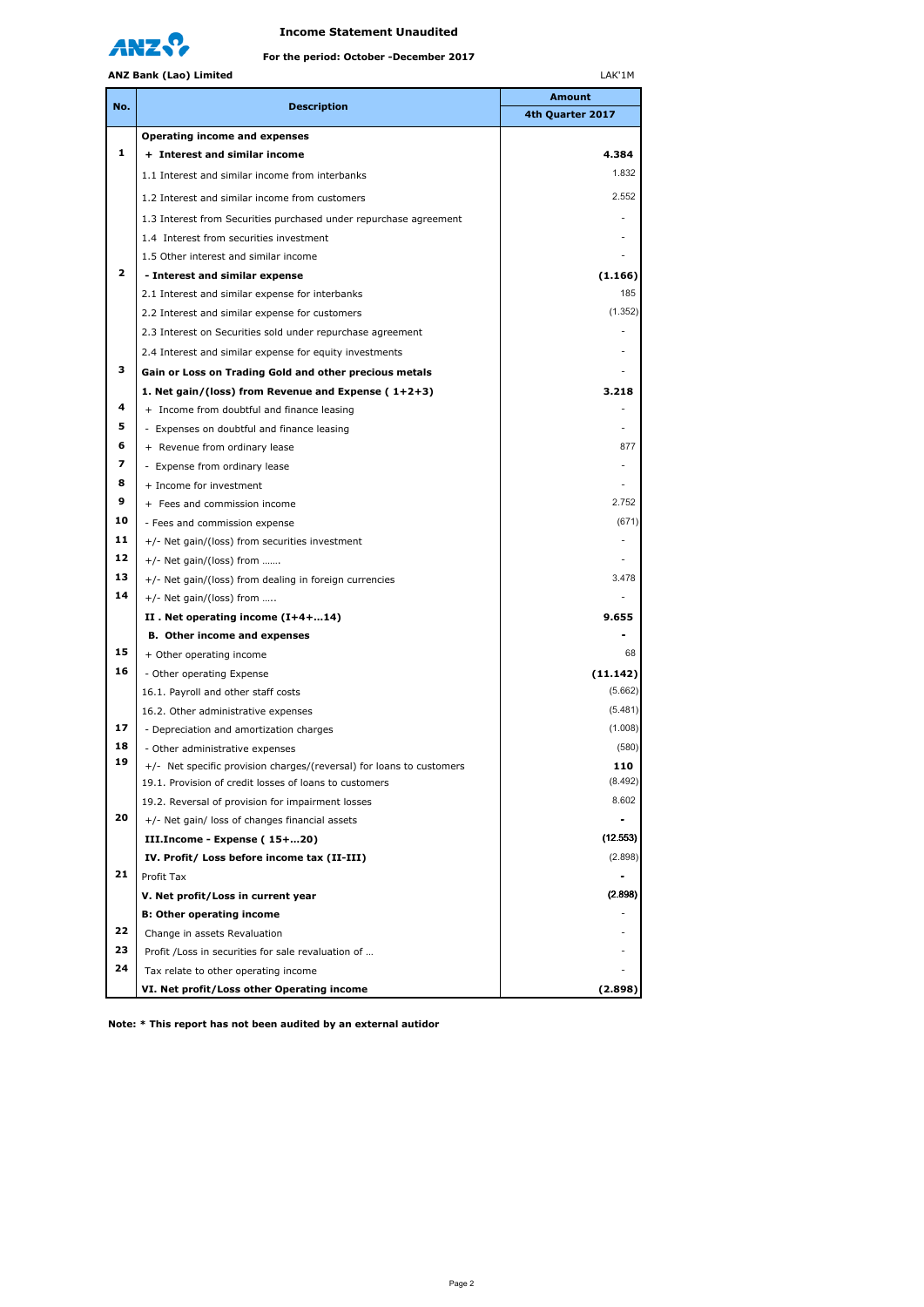**Income Statement Unaudited**

**For the period: October -December 2017**

**ANZ Bank (Lao) Limited**

LAK'1M

| No. | Description | Amount |
|---|---|---|
| | | **4th Quarter 2017** |
| | **Operating income and expenses** | |
| **1** | **+ Interest and similar income** | **4.384** |
| | 1.1 Interest and similar income from interbanks | 1.832 |
| | 1.2 Interest and similar income from customers | 2.552 |
| | 1.3 Interest from Securities purchased under repurchase agreement | - |
| | 1.4 Interest from securities investment | - |
| | 1.5 Other interest and similar income | - |
| **2** | **- Interest and similar expense** | **(1.166)** |
| | 2.1 Interest and similar expense for interbanks | 185 |
| | 2.2 Interest and similar expense for customers | (1.352) |
| | 2.3 Interest on Securities sold under repurchase agreement | - |
| | 2.4 Interest and similar expense for equity investments | - |
| **3** | **Gain or Loss on Trading Gold and other precious metals** | - |
| | **1. Net gain/(loss) from Revenue and Expense ( 1+2+3)** | **3.218** |
| **4** | + Income from doubtful and finance leasing | - |
| **5** | - Expenses on doubtful and finance leasing | - |
| **6** | + Revenue from ordinary lease | 877 |
| **7** | - Expense from ordinary lease | - |
| **8** | + Income for investment | - |
| **9** | + Fees and commission income | 2.752 |
| **10** | - Fees and commission expense | (671) |
| **11** | +/- Net gain/(loss) from securities investment | - |
| **12** | +/- Net gain/(loss) from ....... | - |
| **13** | +/- Net gain/(loss) from dealing in foreign currencies | 3.478 |
| **14** | +/- Net gain/(loss) from ..... | - |
| | **II . Net operating income (I+4+...14)** | **9.655** |
| | **B. Other income and expenses** | **-** |
| **15** | + Other operating income | 68 |
| **16** | - Other operating Expense | **(11.142)** |
| | 16.1. Payroll and other staff costs | (5.662) |
| | 16.2. Other administrative expenses | (5.481) |
| **17** | - Depreciation and amortization charges | (1.008) |
| **18** | - Other administrative expenses | (580) |
| **19** | +/- Net specific provision charges/(reversal) for loans to customers | **110** |
| | 19.1. Provision of credit losses of loans to customers | (8.492) |
| | 19.2. Reversal of provision for impairment losses | 8.602 |
| **20** | +/- Net gain/ loss of changes financial assets | **-** |
| | **III.Income - Expense ( 15+...20)** | **(12.553)** |
| | **IV. Profit/ Loss before income tax (II-III)** | (2.898) |
| **21** | Profit Tax | **-** |
| | **V. Net profit/Loss in current year** | **(2.898)** |
| | **B: Other operating income** | - |
| **22** | Change in assets Revaluation | - |
| **23** | Profit /Loss in securities for sale revaluation of ... | - |
| **24** | Tax relate to other operating income | - |
| | **VI. Net profit/Loss other Operating income** | **(2.898)** |

**Note: * This report has not been audited by an external autidor**